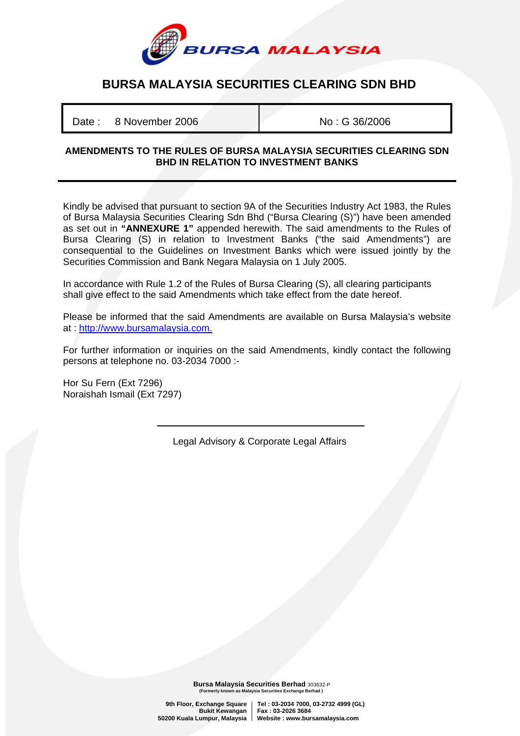# BURSA MALAYSIA SECURITIES CLEARING SDN BHD

| Date : 8 November 2006 | No : G 36/2006 |
|---|---|

**AMENDMENTS TO THE RULES OF BURSA MALAYSIA SECURITIES CLEARING SDN BHD IN RELATION TO INVESTMENT BANKS**

Kindly be advised that pursuant to section 9A of the Securities Industry Act 1983, the Rules of Bursa Malaysia Securities Clearing Sdn Bhd ("Bursa Clearing (S)") have been amended as set out in **"ANNEXURE 1"** appended herewith. The said amendments to the Rules of Bursa Clearing (S) in relation to Investment Banks ("the said Amendments") are consequential to the Guidelines on Investment Banks which were issued jointly by the Securities Commission and Bank Negara Malaysia on 1 July 2005.

In accordance with Rule 1.2 of the Rules of Bursa Clearing (S), all clearing participants shall give effect to the said Amendments which take effect from the date hereof.

Please be informed that the said Amendments are available on Bursa Malaysia's website at : http://www.bursamalaysia.com.

For further information or inquiries on the said Amendments, kindly contact the following persons at telephone no. 03-2034 7000 :-

Hor Su Fern (Ext 7296)
Noraishah Ismail (Ext 7297)

Legal Advisory & Corporate Legal Affairs

**Bursa Malaysia Securities Berhad** 303632-P
**(Formerly known as Malaysia Securities Exchange Berhad )**

**9th Floor, Exchange Square, Bukit Kewangan, 50200 Kuala Lumpur, Malaysia** | **Tel : 03-2034 7000, 03-2732 4999 (GL)** | **Fax : 03-2026 3684** | **Website : www.bursamalaysia.com**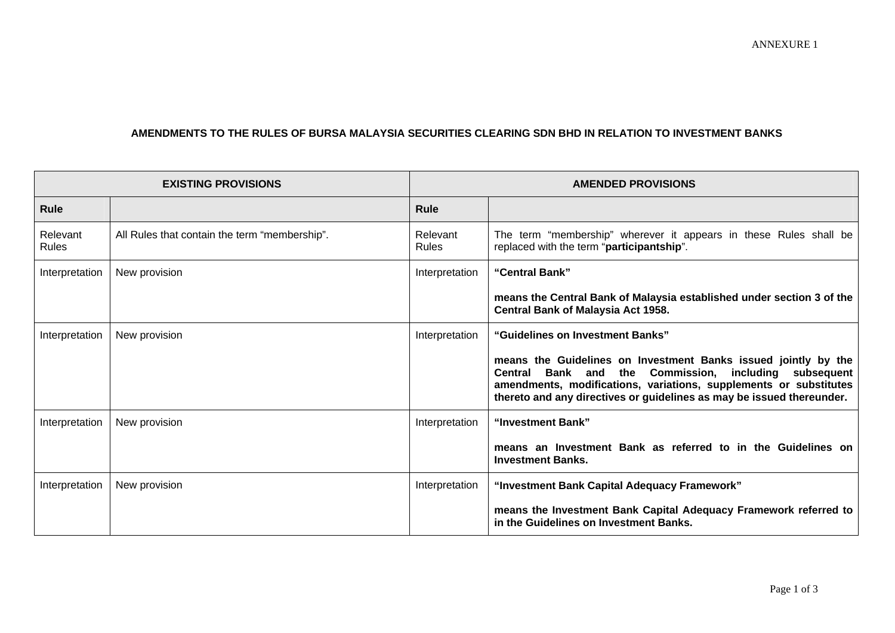ANNEXURE 1

**AMENDMENTS TO THE RULES OF BURSA MALAYSIA SECURITIES CLEARING SDN BHD IN RELATION TO INVESTMENT BANKS**

| EXISTING PROVISIONS | | AMENDED PROVISIONS | |
|---|---|---|---|
| **Rule** | | **Rule** | |
| Relevant Rules | All Rules that contain the term "membership". | Relevant Rules | The term "membership" wherever it appears in these Rules shall be replaced with the term "**participantship**". |
| Interpretation | New provision | Interpretation | **"Central Bank"**<br><br>**means the Central Bank of Malaysia established under section 3 of the Central Bank of Malaysia Act 1958.** |
| Interpretation | New provision | Interpretation | **"Guidelines on Investment Banks"**<br><br>**means the Guidelines on Investment Banks issued jointly by the Central Bank and the Commission, including subsequent amendments, modifications, variations, supplements or substitutes thereto and any directives or guidelines as may be issued thereunder.** |
| Interpretation | New provision | Interpretation | **"Investment Bank"**<br><br>**means an Investment Bank as referred to in the Guidelines on Investment Banks.** |
| Interpretation | New provision | Interpretation | **"Investment Bank Capital Adequacy Framework"**<br><br>**means the Investment Bank Capital Adequacy Framework referred to in the Guidelines on Investment Banks.** |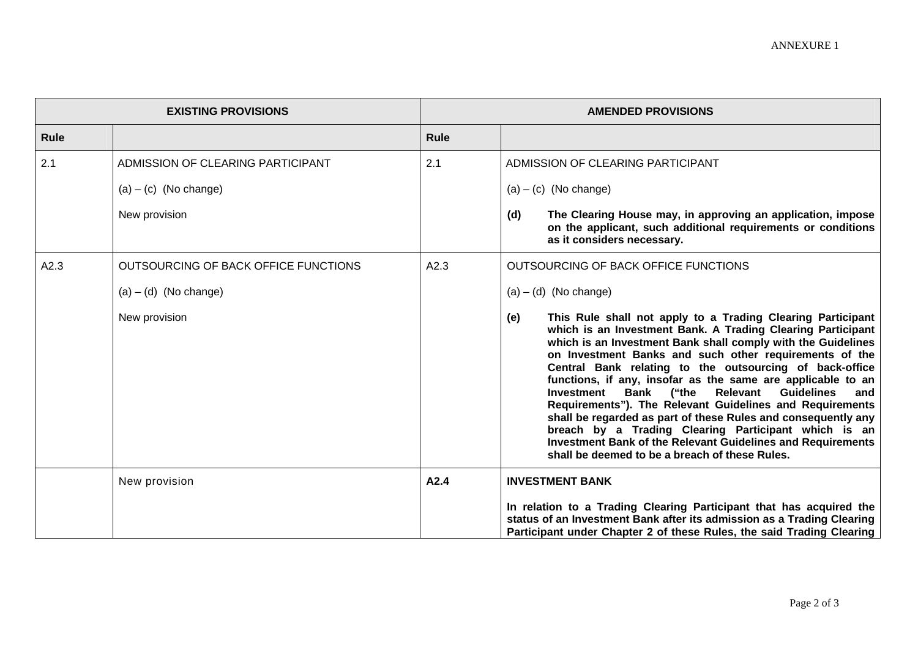ANNEXURE 1

| EXISTING PROVISIONS | | AMENDED PROVISIONS | |
|---|---|---|---|
| **Rule** | | **Rule** | |
| 2.1 | ADMISSION OF CLEARING PARTICIPANT<br><br>(a) – (c) (No change)<br><br>New provision | 2.1 | ADMISSION OF CLEARING PARTICIPANT<br><br>(a) – (c) (No change)<br><br>**(d) The Clearing House may, in approving an application, impose on the applicant, such additional requirements or conditions as it considers necessary.** |
| A2.3 | OUTSOURCING OF BACK OFFICE FUNCTIONS<br><br>(a) – (d) (No change)<br><br>New provision | A2.3 | OUTSOURCING OF BACK OFFICE FUNCTIONS<br><br>(a) – (d) (No change)<br><br>**(e) This Rule shall not apply to a Trading Clearing Participant which is an Investment Bank. A Trading Clearing Participant which is an Investment Bank shall comply with the Guidelines on Investment Banks and such other requirements of the Central Bank relating to the outsourcing of back-office functions, if any, insofar as the same are applicable to an Investment Bank ("the Relevant Guidelines and Requirements"). The Relevant Guidelines and Requirements shall be regarded as part of these Rules and consequently any breach by a Trading Clearing Participant which is an Investment Bank of the Relevant Guidelines and Requirements shall be deemed to be a breach of these Rules.** |
| | New provision | **A2.4** | **INVESTMENT BANK**<br><br>**In relation to a Trading Clearing Participant that has acquired the status of an Investment Bank after its admission as a Trading Clearing Participant under Chapter 2 of these Rules, the said Trading Clearing** |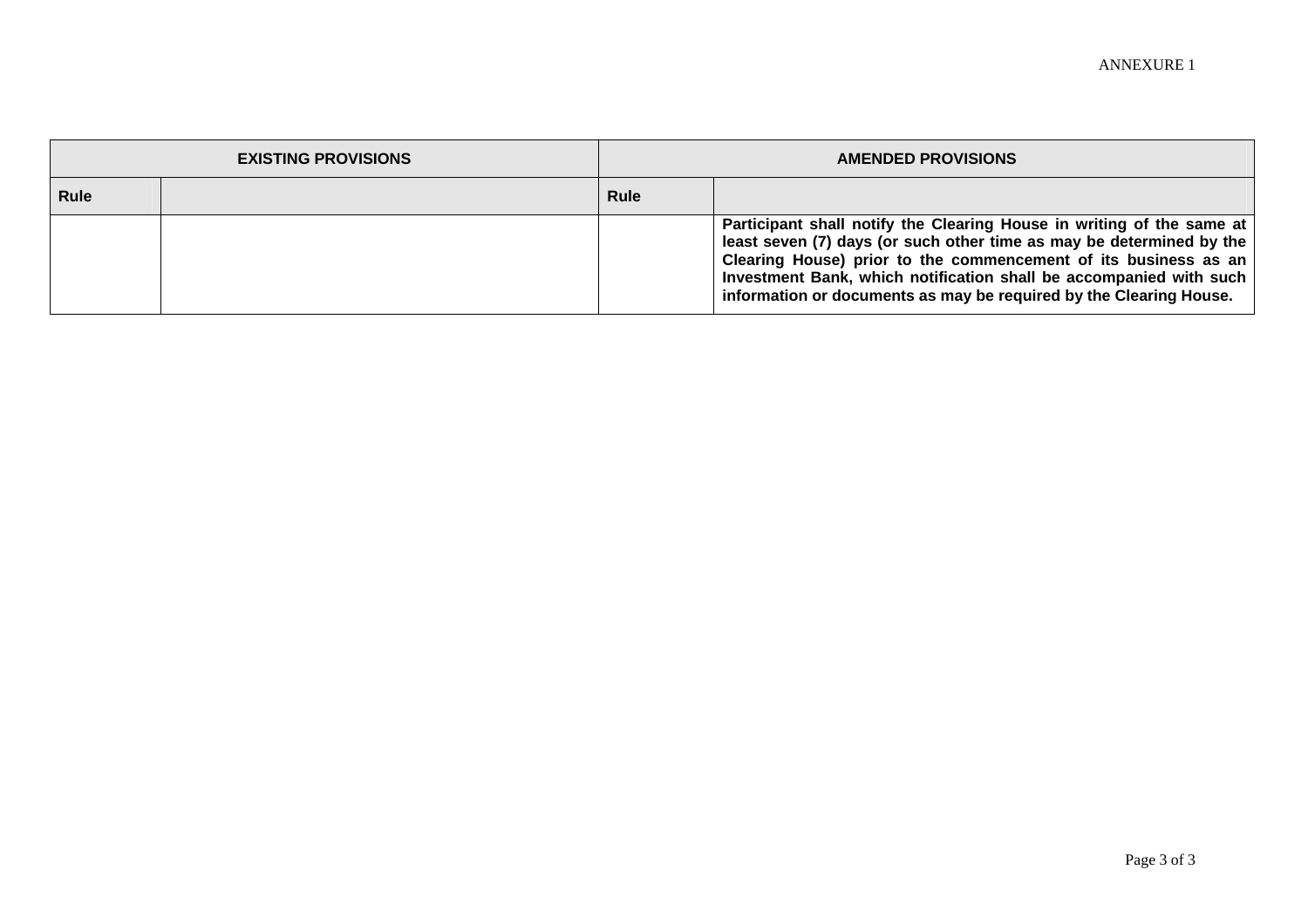ANNEXURE 1

| EXISTING PROVISIONS | | AMENDED PROVISIONS | |
|---|---|---|---|
| **Rule** | | **Rule** | |
| | | | **Participant shall notify the Clearing House in writing of the same at least seven (7) days (or such other time as may be determined by the Clearing House) prior to the commencement of its business as an Investment Bank, which notification shall be accompanied with such information or documents as may be required by the Clearing House.** |